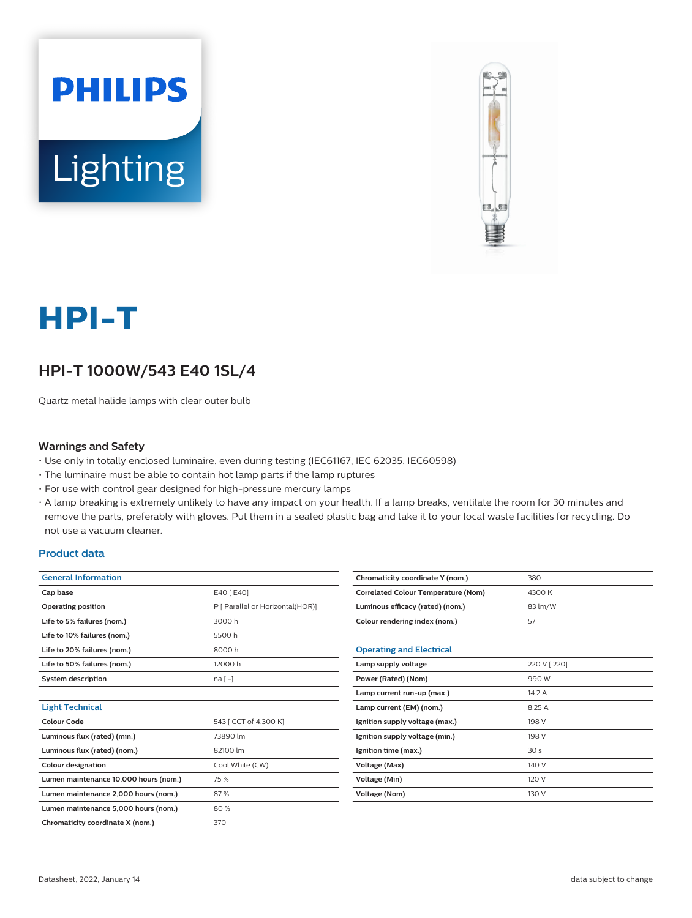PHILIPS

Lighting

# HPI-T

## HPI-T 1000W/543 E40 1SL/4

Quartz metal halide lamps with clear outer bulb

### Warnings and Safety

- Use only in totally enclosed luminaire, even during testing (IEC61167, IEC 62035, IEC60598)
- The luminaire must be able to contain hot lamp parts if the lamp ruptures
- For use with control gear designed for high-pressure mercury lamps
- A lamp breaking is extremely unlikely to have any impact on your health. If a lamp breaks, ventilate the room for 30 minutes and remove the parts, preferably with gloves. Put them in a sealed plastic bag and take it to your local waste facilities for recycling. Do not use a vacuum cleaner.

### Product data

| General Information | |
|---|---|
| Cap base | E40 [ E40] |
| Operating position | P [ Parallel or Horizontal(HOR)] |
| Life to 5% failures (nom.) | 3000 h |
| Life to 10% failures (nom.) | 5500 h |
| Life to 20% failures (nom.) | 8000 h |
| Life to 50% failures (nom.) | 12000 h |
| System description | na [ -] |

| Light Technical | |
|---|---|
| Colour Code | 543 [ CCT of 4,300 K] |
| Luminous flux (rated) (min.) | 73890 lm |
| Luminous flux (rated) (nom.) | 82100 lm |
| Colour designation | Cool White (CW) |
| Lumen maintenance 10,000 hours (nom.) | 75 % |
| Lumen maintenance 2,000 hours (nom.) | 87 % |
| Lumen maintenance 5,000 hours (nom.) | 80 % |
| Chromaticity coordinate X (nom.) | 370 |
| Chromaticity coordinate Y (nom.) | 380 |
| Correlated Colour Temperature (Nom) | 4300 K |
| Luminous efficacy (rated) (nom.) | 83 lm/W |
| Colour rendering index (nom.) | 57 |

| Operating and Electrical | |
|---|---|
| Lamp supply voltage | 220 V [ 220] |
| Power (Rated) (Nom) | 990 W |
| Lamp current run-up (max.) | 14.2 A |
| Lamp current (EM) (nom.) | 8.25 A |
| Ignition supply voltage (max.) | 198 V |
| Ignition supply voltage (min.) | 198 V |
| Ignition time (max.) | 30 s |
| Voltage (Max) | 140 V |
| Voltage (Min) | 120 V |
| Voltage (Nom) | 130 V |

Datasheet, 2022, January 14

data subject to change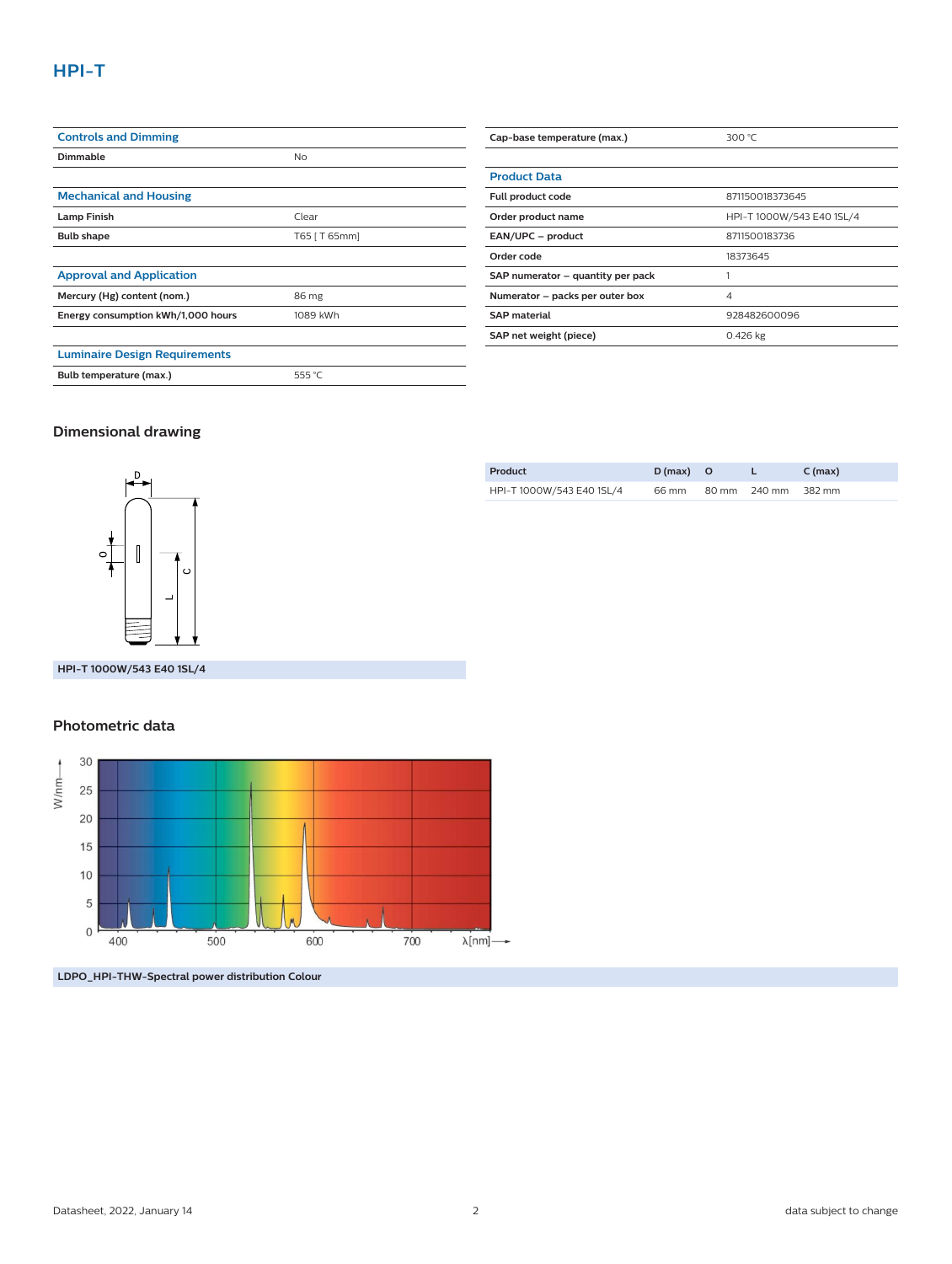# HPI-T

| Controls and Dimming | |
|---|---|
| Dimmable | No |

| Mechanical and Housing | |
|---|---|
| Lamp Finish | Clear |
| Bulb shape | T65 [ T 65mm] |

| Approval and Application | |
|---|---|
| Mercury (Hg) content (nom.) | 86 mg |
| Energy consumption kWh/1,000 hours | 1089 kWh |

| Luminaire Design Requirements | |
|---|---|
| Bulb temperature (max.) | 555 °C |
| Cap-base temperature (max.) | 300 °C |

| Product Data | |
|---|---|
| Full product code | 871150018373645 |
| Order product name | HPI-T 1000W/543 E40 1SL/4 |
| EAN/UPC – product | 8711500183736 |
| Order code | 18373645 |
| SAP numerator – quantity per pack | 1 |
| Numerator – packs per outer box | 4 |
| SAP material | 928482600096 |
| SAP net weight (piece) | 0.426 kg |

## Dimensional drawing

| Product | D (max) | O | L | C (max) |
|---|---|---|---|---|
| HPI-T 1000W/543 E40 1SL/4 | 66 mm | 80 mm | 240 mm | 382 mm |

HPI-T 1000W/543 E40 1SL/4

## Photometric data

LDPO_HPI-THW-Spectral power distribution Colour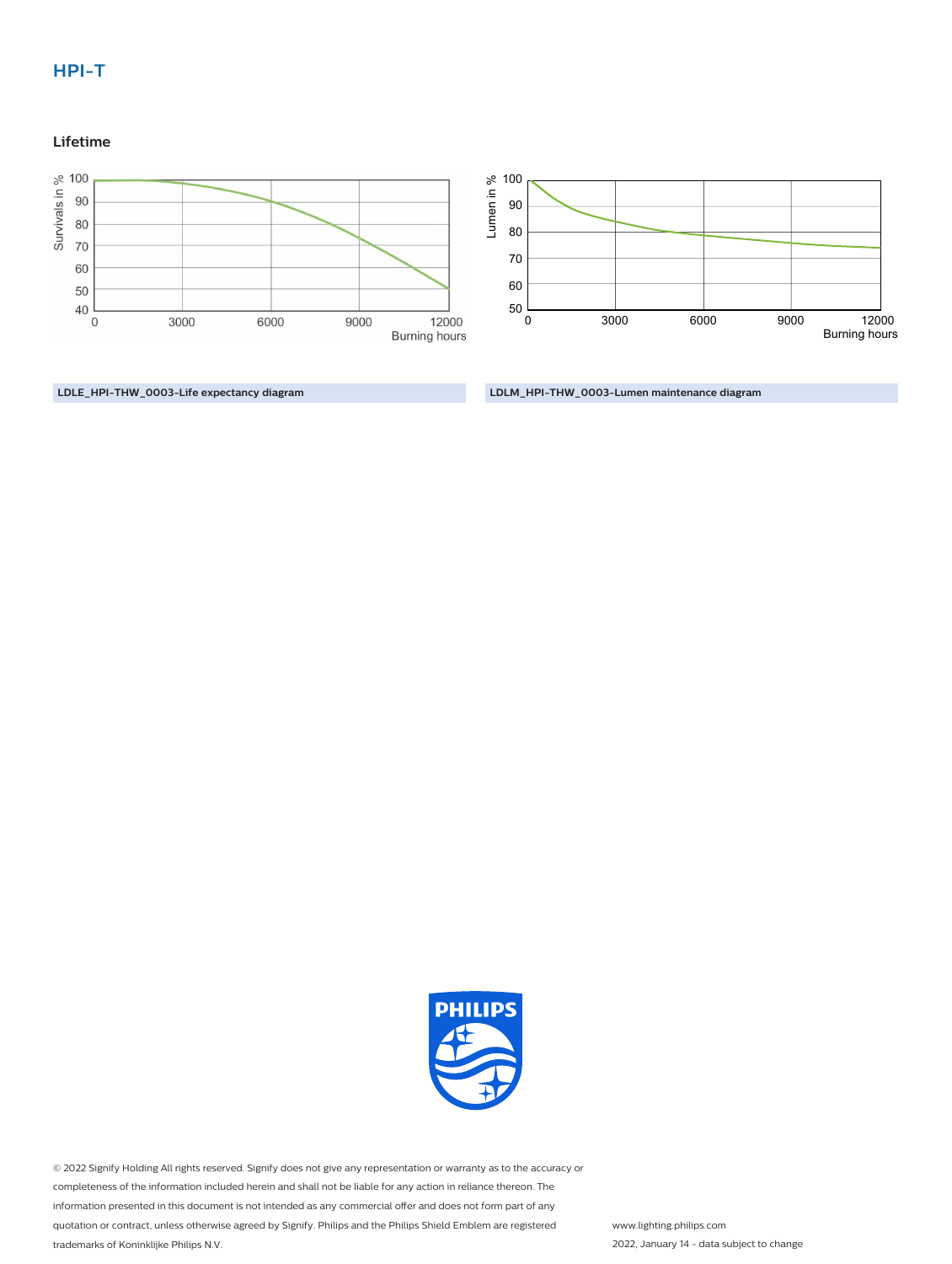## HPI-T

### Lifetime

Survivals in %
100
90
80
70
60
50
40
0
3000
6000
9000
12000
Burning hours

Lumen in %
100
90
80
70
60
50
0
3000
6000
9000
12000
Burning hours

**LDLE_HPI-THW_0003-Life expectancy diagram**

**LDLM_HPI-THW_0003-Lumen maintenance diagram**

© 2022 Signify Holding All rights reserved. Signify does not give any representation or warranty as to the accuracy or completeness of the information included herein and shall not be liable for any action in reliance thereon. The information presented in this document is not intended as any commercial offer and does not form part of any quotation or contract, unless otherwise agreed by Signify. Philips and the Philips Shield Emblem are registered trademarks of Koninklijke Philips N.V.

www.lighting.philips.com

2022, January 14 - data subject to change